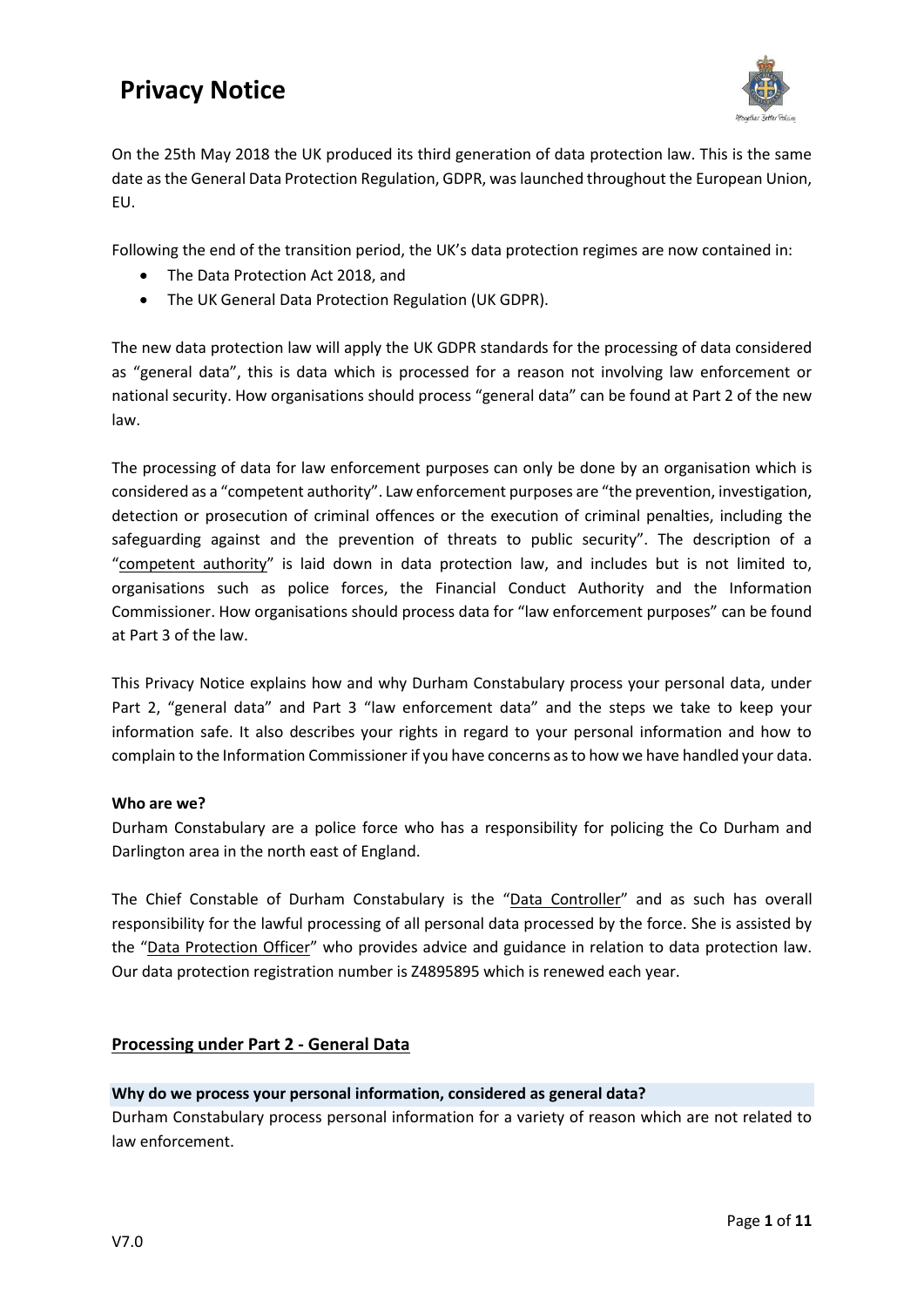# Privacy Notice

On the 25th May 2018 the UK produced its third generation of data protection law. This is the same date as the General Data Protection Regulation, GDPR, was launched throughout the European Union, EU.

Following the end of the transition period, the UK's data protection regimes are now contained in:

- The Data Protection Act 2018, and
- The UK General Data Protection Regulation (UK GDPR).

The new data protection law will apply the UK GDPR standards for the processing of data considered as "general data", this is data which is processed for a reason not involving law enforcement or national security. How organisations should process "general data" can be found at Part 2 of the new law.

The processing of data for law enforcement purposes can only be done by an organisation which is considered as a "competent authority". Law enforcement purposes are "the prevention, investigation, detection or prosecution of criminal offences or the execution of criminal penalties, including the safeguarding against and the prevention of threats to public security". The description of a "competent authority" is laid down in data protection law, and includes but is not limited to, organisations such as police forces, the Financial Conduct Authority and the Information Commissioner. How organisations should process data for "law enforcement purposes" can be found at Part 3 of the law.

This Privacy Notice explains how and why Durham Constabulary process your personal data, under Part 2, "general data" and Part 3 "law enforcement data" and the steps we take to keep your information safe. It also describes your rights in regard to your personal information and how to complain to the Information Commissioner if you have concerns as to how we have handled your data.

**Who are we?**

Durham Constabulary are a police force who has a responsibility for policing the Co Durham and Darlington area in the north east of England.

The Chief Constable of Durham Constabulary is the "Data Controller" and as such has overall responsibility for the lawful processing of all personal data processed by the force. She is assisted by the "Data Protection Officer" who provides advice and guidance in relation to data protection law. Our data protection registration number is Z4895895 which is renewed each year.

## Processing under Part 2 - General Data

### Why do we process your personal information, considered as general data?

Durham Constabulary process personal information for a variety of reason which are not related to law enforcement.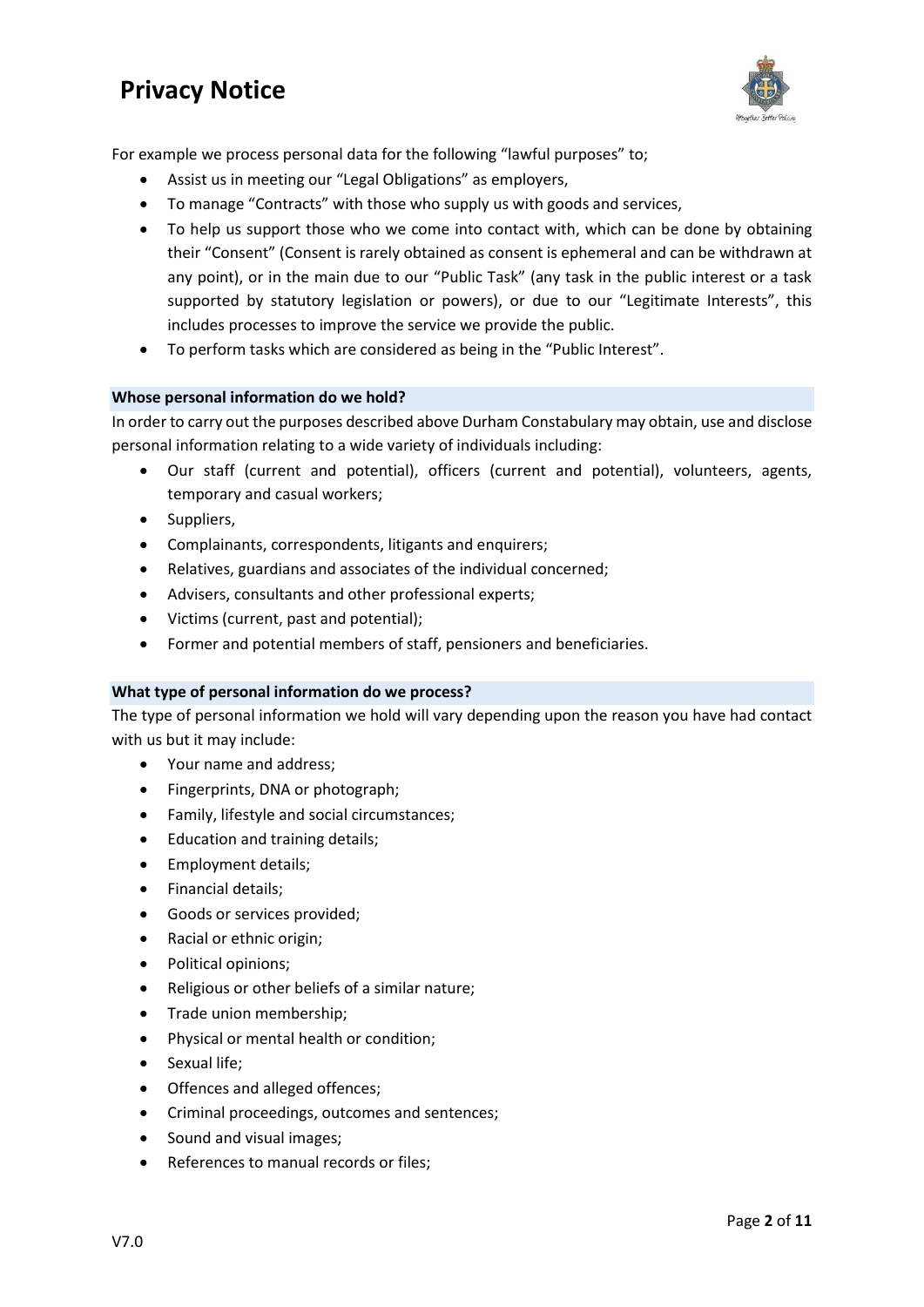For example we process personal data for the following "lawful purposes" to;

- Assist us in meeting our "Legal Obligations" as employers,
- To manage "Contracts" with those who supply us with goods and services,
- To help us support those who we come into contact with, which can be done by obtaining their "Consent" (Consent is rarely obtained as consent is ephemeral and can be withdrawn at any point), or in the main due to our "Public Task" (any task in the public interest or a task supported by statutory legislation or powers), or due to our "Legitimate Interests", this includes processes to improve the service we provide the public.
- To perform tasks which are considered as being in the "Public Interest".

#### Whose personal information do we hold?

In order to carry out the purposes described above Durham Constabulary may obtain, use and disclose personal information relating to a wide variety of individuals including:

- Our staff (current and potential), officers (current and potential), volunteers, agents, temporary and casual workers;
- Suppliers,
- Complainants, correspondents, litigants and enquirers;
- Relatives, guardians and associates of the individual concerned;
- Advisers, consultants and other professional experts;
- Victims (current, past and potential);
- Former and potential members of staff, pensioners and beneficiaries.

#### What type of personal information do we process?

The type of personal information we hold will vary depending upon the reason you have had contact with us but it may include:

- Your name and address;
- Fingerprints, DNA or photograph;
- Family, lifestyle and social circumstances;
- Education and training details;
- Employment details;
- Financial details;
- Goods or services provided;
- Racial or ethnic origin;
- Political opinions;
- Religious or other beliefs of a similar nature;
- Trade union membership;
- Physical or mental health or condition;
- Sexual life;
- Offences and alleged offences;
- Criminal proceedings, outcomes and sentences;
- Sound and visual images;
- References to manual records or files;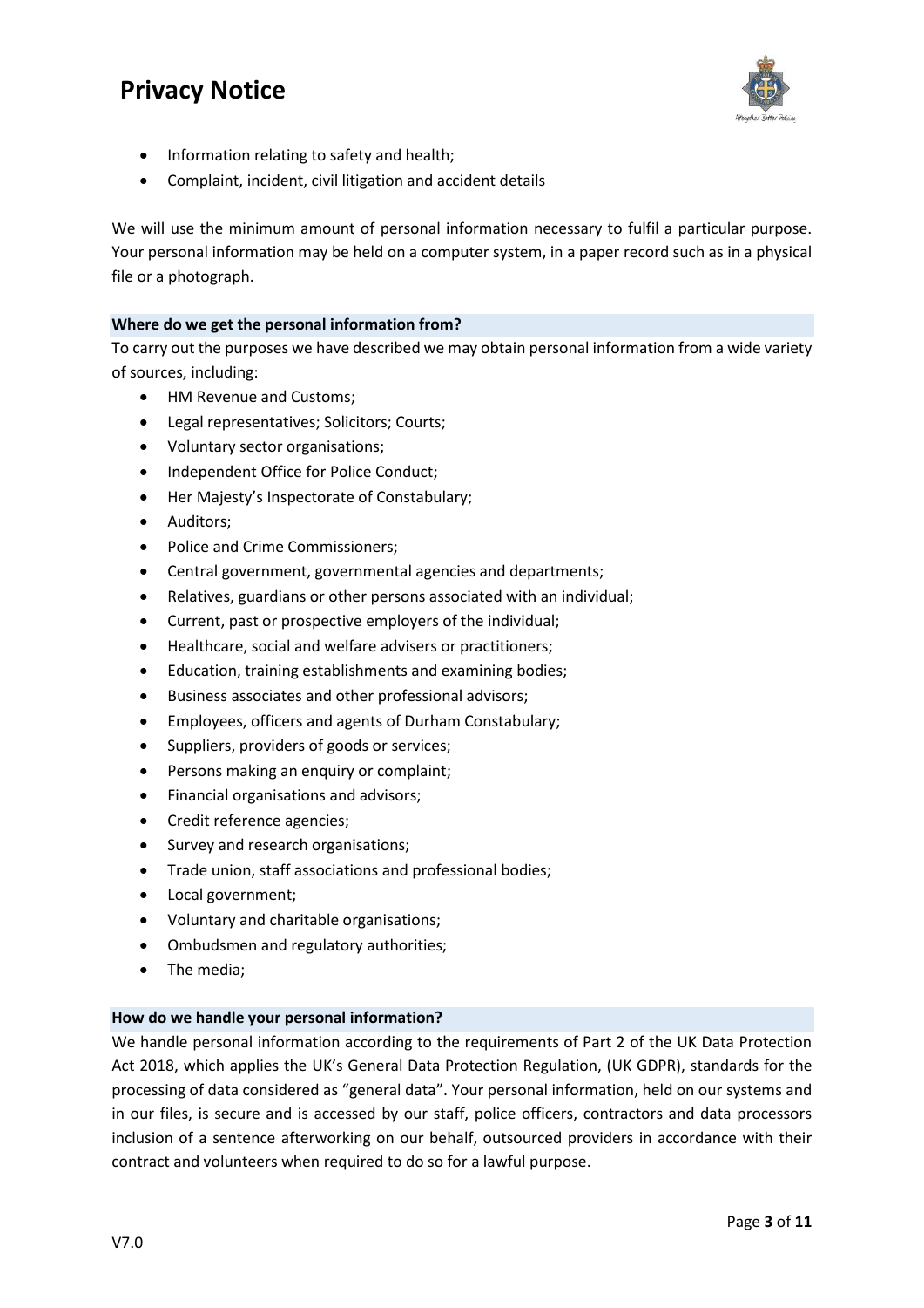- Information relating to safety and health;
- Complaint, incident, civil litigation and accident details

We will use the minimum amount of personal information necessary to fulfil a particular purpose. Your personal information may be held on a computer system, in a paper record such as in a physical file or a photograph.

### Where do we get the personal information from?

To carry out the purposes we have described we may obtain personal information from a wide variety of sources, including:

- HM Revenue and Customs;
- Legal representatives; Solicitors; Courts;
- Voluntary sector organisations;
- Independent Office for Police Conduct;
- Her Majesty's Inspectorate of Constabulary;
- Auditors;
- Police and Crime Commissioners;
- Central government, governmental agencies and departments;
- Relatives, guardians or other persons associated with an individual;
- Current, past or prospective employers of the individual;
- Healthcare, social and welfare advisers or practitioners;
- Education, training establishments and examining bodies;
- Business associates and other professional advisors;
- Employees, officers and agents of Durham Constabulary;
- Suppliers, providers of goods or services;
- Persons making an enquiry or complaint;
- Financial organisations and advisors;
- Credit reference agencies;
- Survey and research organisations;
- Trade union, staff associations and professional bodies;
- Local government;
- Voluntary and charitable organisations;
- Ombudsmen and regulatory authorities;
- The media;

### How do we handle your personal information?

We handle personal information according to the requirements of Part 2 of the UK Data Protection Act 2018, which applies the UK's General Data Protection Regulation, (UK GDPR), standards for the processing of data considered as "general data". Your personal information, held on our systems and in our files, is secure and is accessed by our staff, police officers, contractors and data processors inclusion of a sentence afterworking on our behalf, outsourced providers in accordance with their contract and volunteers when required to do so for a lawful purpose.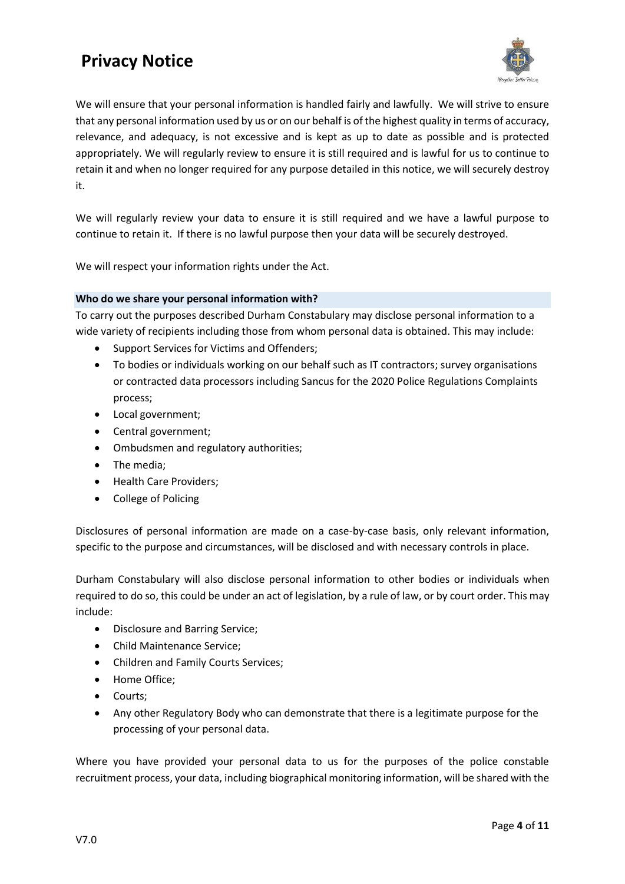We will ensure that your personal information is handled fairly and lawfully. We will strive to ensure that any personal information used by us or on our behalf is of the highest quality in terms of accuracy, relevance, and adequacy, is not excessive and is kept as up to date as possible and is protected appropriately. We will regularly review to ensure it is still required and is lawful for us to continue to retain it and when no longer required for any purpose detailed in this notice, we will securely destroy it.

We will regularly review your data to ensure it is still required and we have a lawful purpose to continue to retain it. If there is no lawful purpose then your data will be securely destroyed.

We will respect your information rights under the Act.

**Who do we share your personal information with?**

To carry out the purposes described Durham Constabulary may disclose personal information to a wide variety of recipients including those from whom personal data is obtained. This may include:

- Support Services for Victims and Offenders;
- To bodies or individuals working on our behalf such as IT contractors; survey organisations or contracted data processors including Sancus for the 2020 Police Regulations Complaints process;
- Local government;
- Central government;
- Ombudsmen and regulatory authorities;
- The media;
- Health Care Providers;
- College of Policing

Disclosures of personal information are made on a case-by-case basis, only relevant information, specific to the purpose and circumstances, will be disclosed and with necessary controls in place.

Durham Constabulary will also disclose personal information to other bodies or individuals when required to do so, this could be under an act of legislation, by a rule of law, or by court order. This may include:

- Disclosure and Barring Service;
- Child Maintenance Service;
- Children and Family Courts Services;
- Home Office;
- Courts;
- Any other Regulatory Body who can demonstrate that there is a legitimate purpose for the processing of your personal data.

Where you have provided your personal data to us for the purposes of the police constable recruitment process, your data, including biographical monitoring information, will be shared with the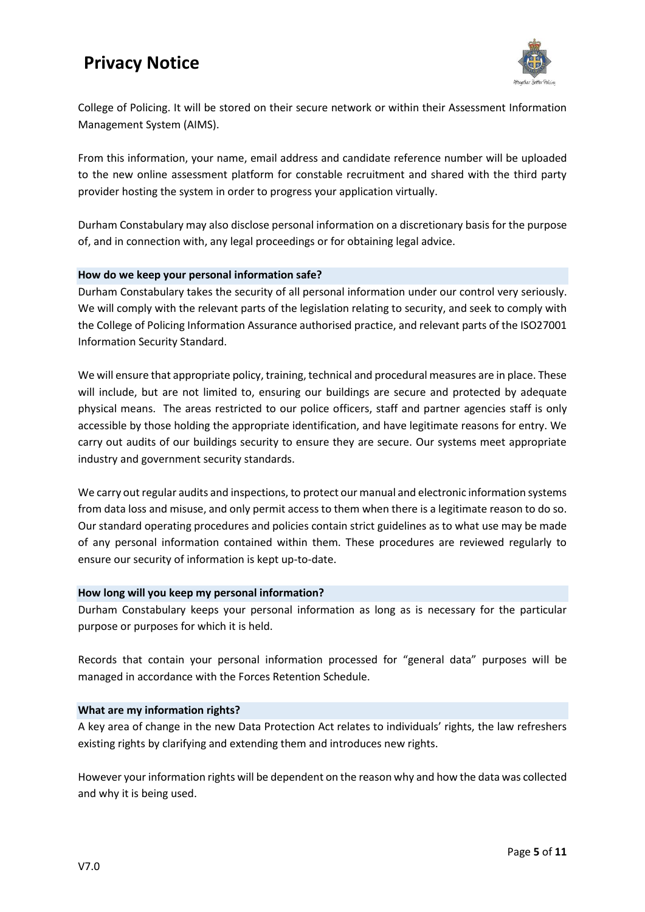College of Policing. It will be stored on their secure network or within their Assessment Information Management System (AIMS).

From this information, your name, email address and candidate reference number will be uploaded to the new online assessment platform for constable recruitment and shared with the third party provider hosting the system in order to progress your application virtually.

Durham Constabulary may also disclose personal information on a discretionary basis for the purpose of, and in connection with, any legal proceedings or for obtaining legal advice.

### How do we keep your personal information safe?

Durham Constabulary takes the security of all personal information under our control very seriously. We will comply with the relevant parts of the legislation relating to security, and seek to comply with the College of Policing Information Assurance authorised practice, and relevant parts of the ISO27001 Information Security Standard.

We will ensure that appropriate policy, training, technical and procedural measures are in place. These will include, but are not limited to, ensuring our buildings are secure and protected by adequate physical means. The areas restricted to our police officers, staff and partner agencies staff is only accessible by those holding the appropriate identification, and have legitimate reasons for entry. We carry out audits of our buildings security to ensure they are secure. Our systems meet appropriate industry and government security standards.

We carry out regular audits and inspections, to protect our manual and electronic information systems from data loss and misuse, and only permit access to them when there is a legitimate reason to do so. Our standard operating procedures and policies contain strict guidelines as to what use may be made of any personal information contained within them. These procedures are reviewed regularly to ensure our security of information is kept up-to-date.

### How long will you keep my personal information?

Durham Constabulary keeps your personal information as long as is necessary for the particular purpose or purposes for which it is held.

Records that contain your personal information processed for "general data" purposes will be managed in accordance with the Forces Retention Schedule.

### What are my information rights?

A key area of change in the new Data Protection Act relates to individuals' rights, the law refreshers existing rights by clarifying and extending them and introduces new rights.

However your information rights will be dependent on the reason why and how the data was collected and why it is being used.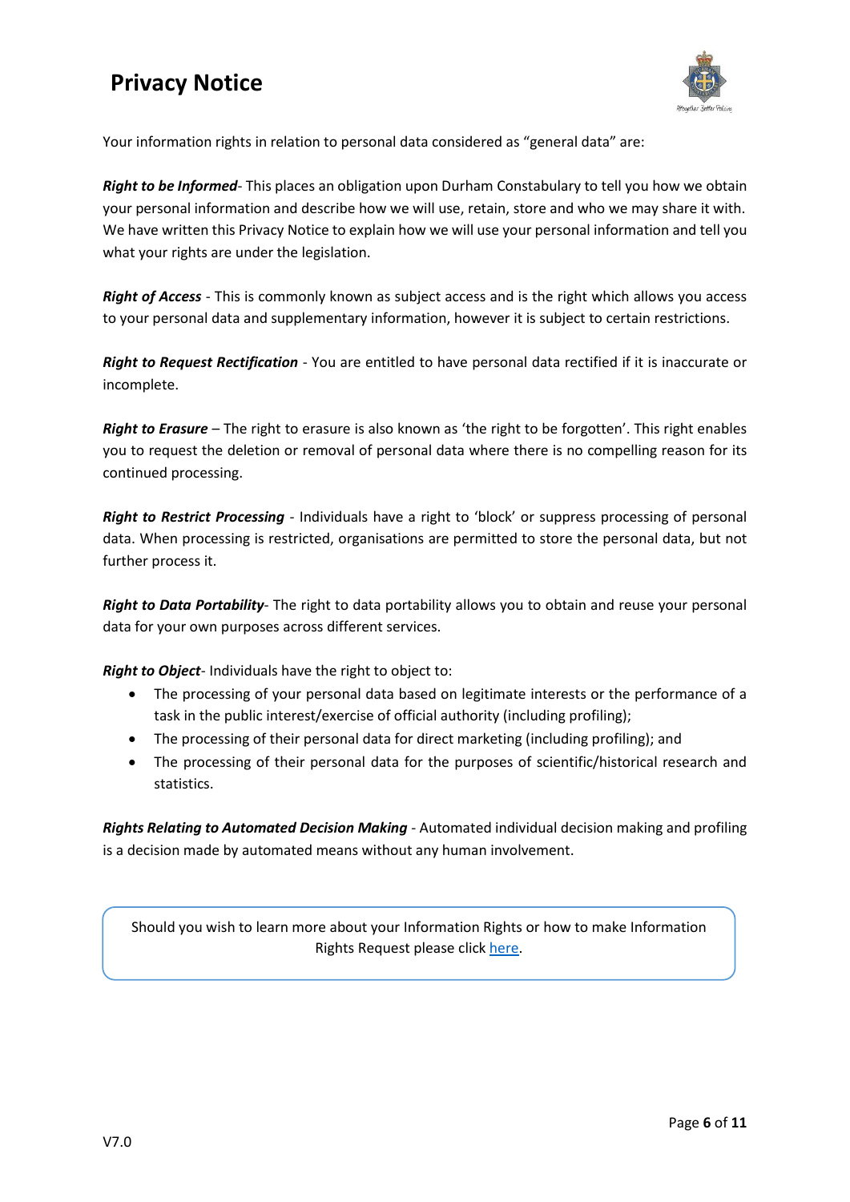Your information rights in relation to personal data considered as "general data" are:

***Right to be Informed***- This places an obligation upon Durham Constabulary to tell you how we obtain your personal information and describe how we will use, retain, store and who we may share it with. We have written this Privacy Notice to explain how we will use your personal information and tell you what your rights are under the legislation.

***Right of Access*** - This is commonly known as subject access and is the right which allows you access to your personal data and supplementary information, however it is subject to certain restrictions.

***Right to Request Rectification*** - You are entitled to have personal data rectified if it is inaccurate or incomplete.

***Right to Erasure*** – The right to erasure is also known as 'the right to be forgotten'. This right enables you to request the deletion or removal of personal data where there is no compelling reason for its continued processing.

***Right to Restrict Processing*** - Individuals have a right to 'block' or suppress processing of personal data. When processing is restricted, organisations are permitted to store the personal data, but not further process it.

***Right to Data Portability***- The right to data portability allows you to obtain and reuse your personal data for your own purposes across different services.

***Right to Object***- Individuals have the right to object to:

- The processing of your personal data based on legitimate interests or the performance of a task in the public interest/exercise of official authority (including profiling);
- The processing of their personal data for direct marketing (including profiling); and
- The processing of their personal data for the purposes of scientific/historical research and statistics.

***Rights Relating to Automated Decision Making*** - Automated individual decision making and profiling is a decision made by automated means without any human involvement.

Should you wish to learn more about your Information Rights or how to make Information Rights Request please click here.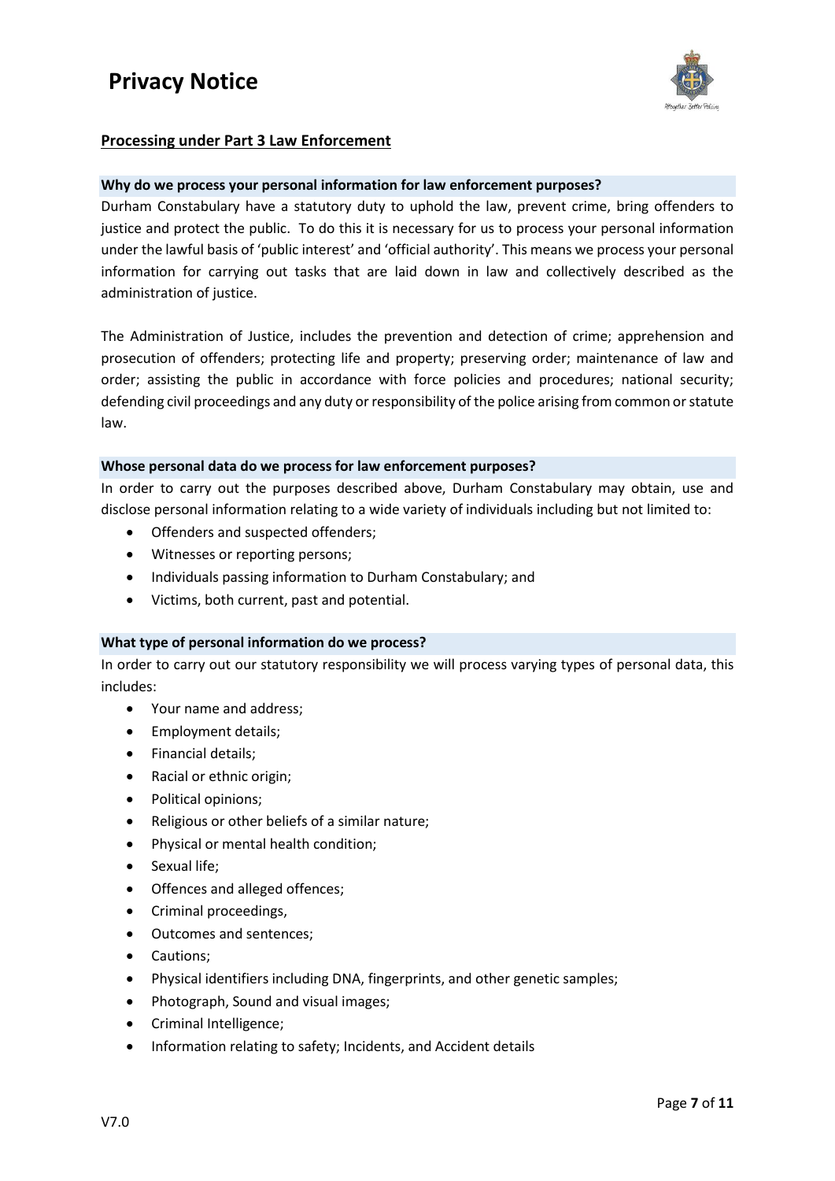## Processing under Part 3 Law Enforcement

### Why do we process your personal information for law enforcement purposes?

Durham Constabulary have a statutory duty to uphold the law, prevent crime, bring offenders to justice and protect the public. To do this it is necessary for us to process your personal information under the lawful basis of 'public interest' and 'official authority'. This means we process your personal information for carrying out tasks that are laid down in law and collectively described as the administration of justice.

The Administration of Justice, includes the prevention and detection of crime; apprehension and prosecution of offenders; protecting life and property; preserving order; maintenance of law and order; assisting the public in accordance with force policies and procedures; national security; defending civil proceedings and any duty or responsibility of the police arising from common or statute law.

### Whose personal data do we process for law enforcement purposes?

In order to carry out the purposes described above, Durham Constabulary may obtain, use and disclose personal information relating to a wide variety of individuals including but not limited to:

- Offenders and suspected offenders;
- Witnesses or reporting persons;
- Individuals passing information to Durham Constabulary; and
- Victims, both current, past and potential.

### What type of personal information do we process?

In order to carry out our statutory responsibility we will process varying types of personal data, this includes:

- Your name and address;
- Employment details;
- Financial details;
- Racial or ethnic origin;
- Political opinions;
- Religious or other beliefs of a similar nature;
- Physical or mental health condition;
- Sexual life;
- Offences and alleged offences;
- Criminal proceedings,
- Outcomes and sentences;
- Cautions;
- Physical identifiers including DNA, fingerprints, and other genetic samples;
- Photograph, Sound and visual images;
- Criminal Intelligence;
- Information relating to safety; Incidents, and Accident details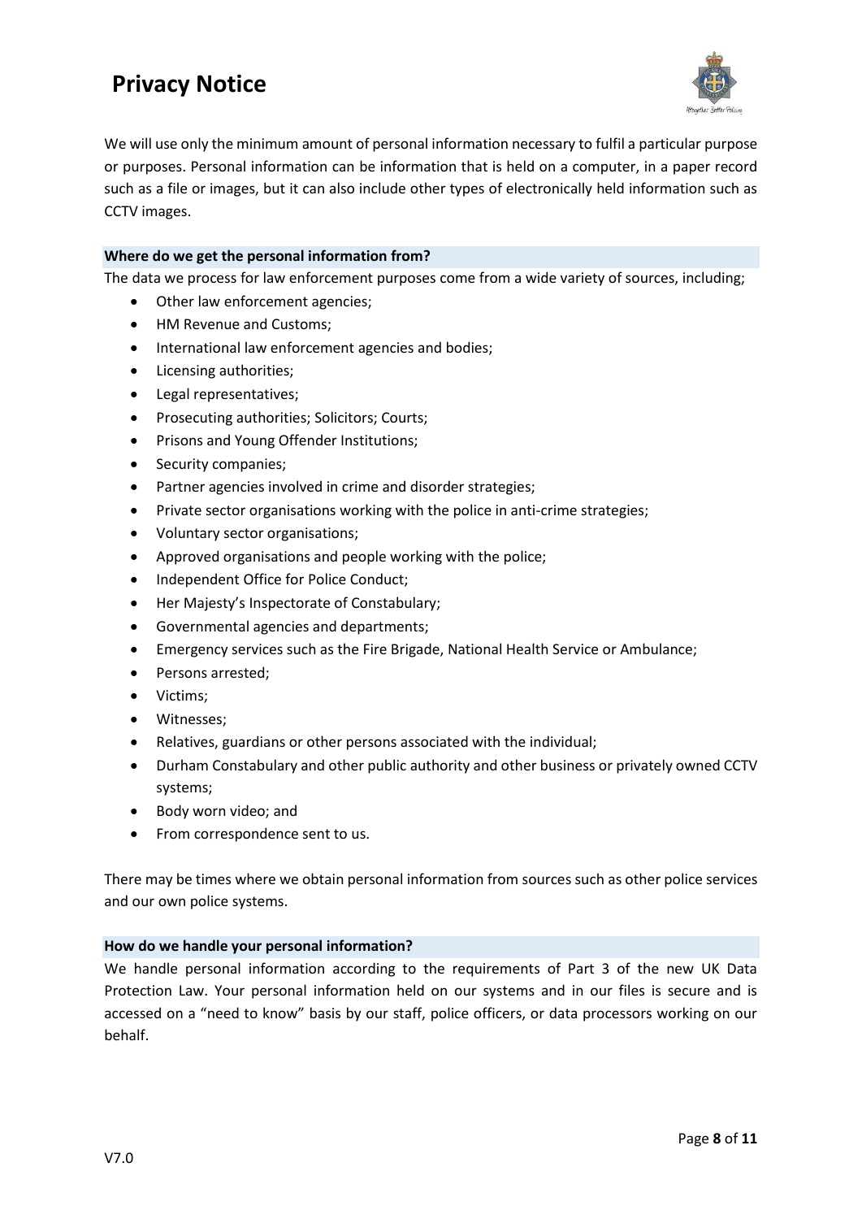We will use only the minimum amount of personal information necessary to fulfil a particular purpose or purposes. Personal information can be information that is held on a computer, in a paper record such as a file or images, but it can also include other types of electronically held information such as CCTV images.

### Where do we get the personal information from?

The data we process for law enforcement purposes come from a wide variety of sources, including;

- Other law enforcement agencies;
- HM Revenue and Customs;
- International law enforcement agencies and bodies;
- Licensing authorities;
- Legal representatives;
- Prosecuting authorities; Solicitors; Courts;
- Prisons and Young Offender Institutions;
- Security companies;
- Partner agencies involved in crime and disorder strategies;
- Private sector organisations working with the police in anti-crime strategies;
- Voluntary sector organisations;
- Approved organisations and people working with the police;
- Independent Office for Police Conduct;
- Her Majesty's Inspectorate of Constabulary;
- Governmental agencies and departments;
- Emergency services such as the Fire Brigade, National Health Service or Ambulance;
- Persons arrested;
- Victims;
- Witnesses;
- Relatives, guardians or other persons associated with the individual;
- Durham Constabulary and other public authority and other business or privately owned CCTV systems;
- Body worn video; and
- From correspondence sent to us.

There may be times where we obtain personal information from sources such as other police services and our own police systems.

### How do we handle your personal information?

We handle personal information according to the requirements of Part 3 of the new UK Data Protection Law. Your personal information held on our systems and in our files is secure and is accessed on a "need to know" basis by our staff, police officers, or data processors working on our behalf.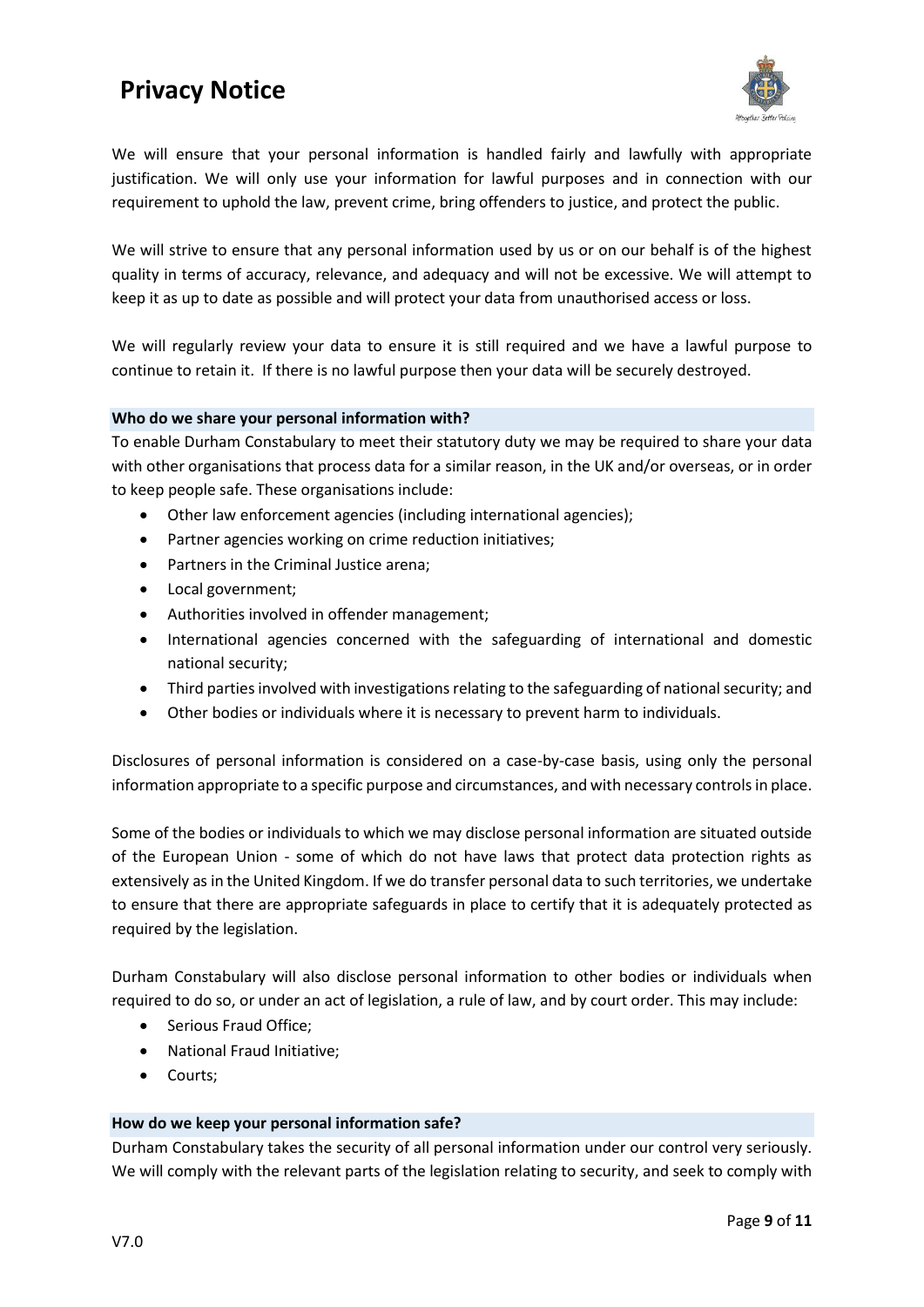We will ensure that your personal information is handled fairly and lawfully with appropriate justification. We will only use your information for lawful purposes and in connection with our requirement to uphold the law, prevent crime, bring offenders to justice, and protect the public.

We will strive to ensure that any personal information used by us or on our behalf is of the highest quality in terms of accuracy, relevance, and adequacy and will not be excessive. We will attempt to keep it as up to date as possible and will protect your data from unauthorised access or loss.

We will regularly review your data to ensure it is still required and we have a lawful purpose to continue to retain it. If there is no lawful purpose then your data will be securely destroyed.

### Who do we share your personal information with?

To enable Durham Constabulary to meet their statutory duty we may be required to share your data with other organisations that process data for a similar reason, in the UK and/or overseas, or in order to keep people safe. These organisations include:

- Other law enforcement agencies (including international agencies);
- Partner agencies working on crime reduction initiatives;
- Partners in the Criminal Justice arena;
- Local government;
- Authorities involved in offender management;
- International agencies concerned with the safeguarding of international and domestic national security;
- Third parties involved with investigations relating to the safeguarding of national security; and
- Other bodies or individuals where it is necessary to prevent harm to individuals.

Disclosures of personal information is considered on a case-by-case basis, using only the personal information appropriate to a specific purpose and circumstances, and with necessary controls in place.

Some of the bodies or individuals to which we may disclose personal information are situated outside of the European Union - some of which do not have laws that protect data protection rights as extensively as in the United Kingdom. If we do transfer personal data to such territories, we undertake to ensure that there are appropriate safeguards in place to certify that it is adequately protected as required by the legislation.

Durham Constabulary will also disclose personal information to other bodies or individuals when required to do so, or under an act of legislation, a rule of law, and by court order. This may include:

- Serious Fraud Office;
- National Fraud Initiative;
- Courts;

### How do we keep your personal information safe?

Durham Constabulary takes the security of all personal information under our control very seriously. We will comply with the relevant parts of the legislation relating to security, and seek to comply with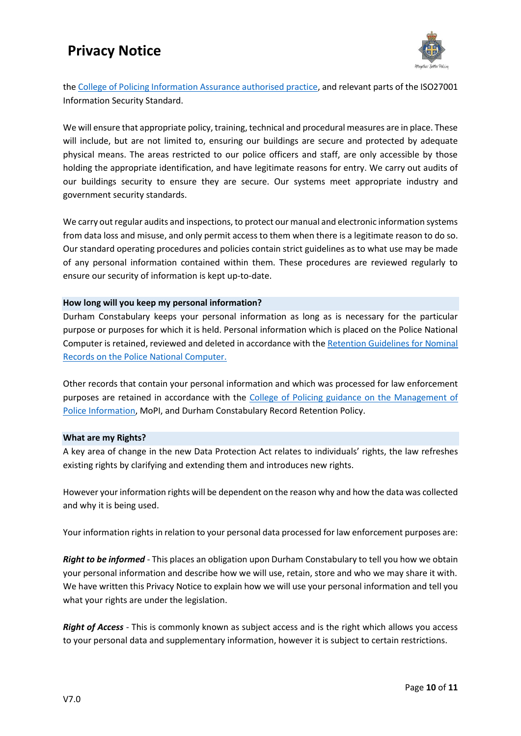the College of Policing Information Assurance authorised practice, and relevant parts of the ISO27001 Information Security Standard.

We will ensure that appropriate policy, training, technical and procedural measures are in place. These will include, but are not limited to, ensuring our buildings are secure and protected by adequate physical means. The areas restricted to our police officers and staff, are only accessible by those holding the appropriate identification, and have legitimate reasons for entry. We carry out audits of our buildings security to ensure they are secure. Our systems meet appropriate industry and government security standards.

We carry out regular audits and inspections, to protect our manual and electronic information systems from data loss and misuse, and only permit access to them when there is a legitimate reason to do so. Our standard operating procedures and policies contain strict guidelines as to what use may be made of any personal information contained within them. These procedures are reviewed regularly to ensure our security of information is kept up-to-date.

### How long will you keep my personal information?

Durham Constabulary keeps your personal information as long as is necessary for the particular purpose or purposes for which it is held. Personal information which is placed on the Police National Computer is retained, reviewed and deleted in accordance with the Retention Guidelines for Nominal Records on the Police National Computer.

Other records that contain your personal information and which was processed for law enforcement purposes are retained in accordance with the College of Policing guidance on the Management of Police Information, MoPI, and Durham Constabulary Record Retention Policy.

### What are my Rights?

A key area of change in the new Data Protection Act relates to individuals' rights, the law refreshes existing rights by clarifying and extending them and introduces new rights.

However your information rights will be dependent on the reason why and how the data was collected and why it is being used.

Your information rights in relation to your personal data processed for law enforcement purposes are:

***Right to be informed*** - This places an obligation upon Durham Constabulary to tell you how we obtain your personal information and describe how we will use, retain, store and who we may share it with. We have written this Privacy Notice to explain how we will use your personal information and tell you what your rights are under the legislation.

***Right of Access*** - This is commonly known as subject access and is the right which allows you access to your personal data and supplementary information, however it is subject to certain restrictions.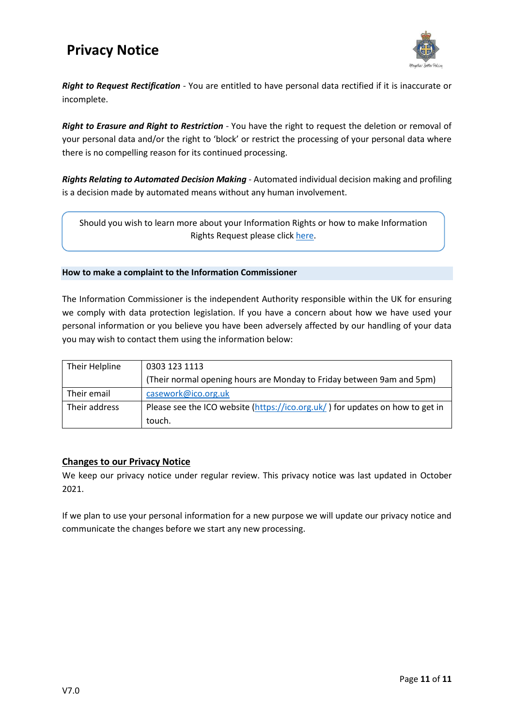***Right to Request Rectification*** - You are entitled to have personal data rectified if it is inaccurate or incomplete.

***Right to Erasure and Right to Restriction*** - You have the right to request the deletion or removal of your personal data and/or the right to 'block' or restrict the processing of your personal data where there is no compelling reason for its continued processing.

***Rights Relating to Automated Decision Making*** - Automated individual decision making and profiling is a decision made by automated means without any human involvement.

Should you wish to learn more about your Information Rights or how to make Information Rights Request please click here.

**How to make a complaint to the Information Commissioner**

The Information Commissioner is the independent Authority responsible within the UK for ensuring we comply with data protection legislation. If you have a concern about how we have used your personal information or you believe you have been adversely affected by our handling of your data you may wish to contact them using the information below:

| | |
|---|---|
| Their Helpline | 0303 123 1113<br>(Their normal opening hours are Monday to Friday between 9am and 5pm) |
| Their email | casework@ico.org.uk |
| Their address | Please see the ICO website (https://ico.org.uk/ ) for updates on how to get in touch. |

## Changes to our Privacy Notice

We keep our privacy notice under regular review. This privacy notice was last updated in October 2021.

If we plan to use your personal information for a new purpose we will update our privacy notice and communicate the changes before we start any new processing.

V7.0